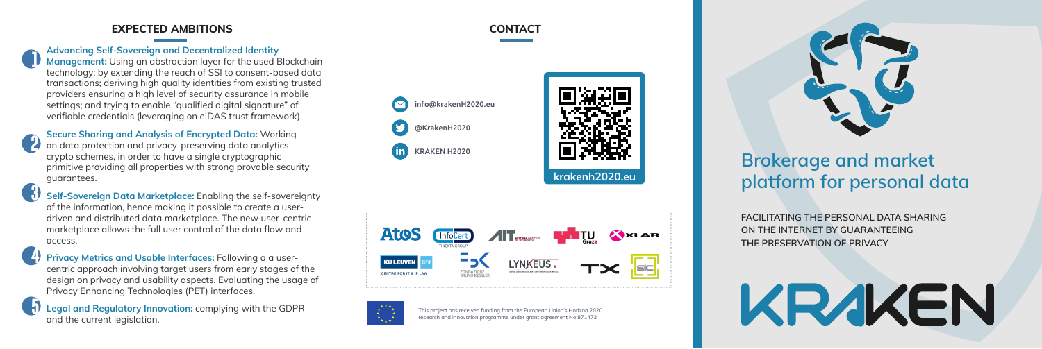## EXPECTED AMBITIONS

1. **Advancing Self-Sovereign and Decentralized Identity Management:** Using an abstraction layer for the used Blockchain technology; by extending the reach of SSI to consent-based data transactions; deriving high quality identities from existing trusted providers ensuring a high level of security assurance in mobile settings; and trying to enable "qualified digital signature" of verifiable credentials (leveraging on eIDAS trust framework).

2. **Secure Sharing and Analysis of Encrypted Data:** Working on data protection and privacy-preserving data analytics crypto schemes, in order to have a single cryptographic primitive providing all properties with strong provable security guarantees.

3. **Self-Sovereign Data Marketplace:** Enabling the self-sovereignty of the information, hence making it possible to create a user-driven and distributed data marketplace. The new user-centric marketplace allows the full user control of the data flow and access.

4. **Privacy Metrics and Usable Interfaces:** Following a a user-centric approach involving target users from early stages of the design on privacy and usability aspects. Evaluating the usage of Privacy Enhancing Technologies (PET) interfaces.

5. **Legal and Regulatory Innovation:** complying with the GDPR and the current legislation.

## CONTACT

info@krakenH2020.eu

@KrakenH2020

KRAKEN H2020

krakenh2020.eu

Atos | InfoCert TINEXTA GROUP | AIT Austrian Institute of Technology | TU Graz | XLAB | KU LEUVEN CITIP Centre for IT & IP Law | Fondazione Bruno Kessler | LYNKEUS | TX | sic

This project has received funding from the European Union's Horizon 2020 research and innovation programme under grant agreement No 871473

# Brokerage and market platform for personal data

FACILITATING THE PERSONAL DATA SHARING ON THE INTERNET BY GUARANTEEING THE PRESERVATION OF PRIVACY

KRAKEN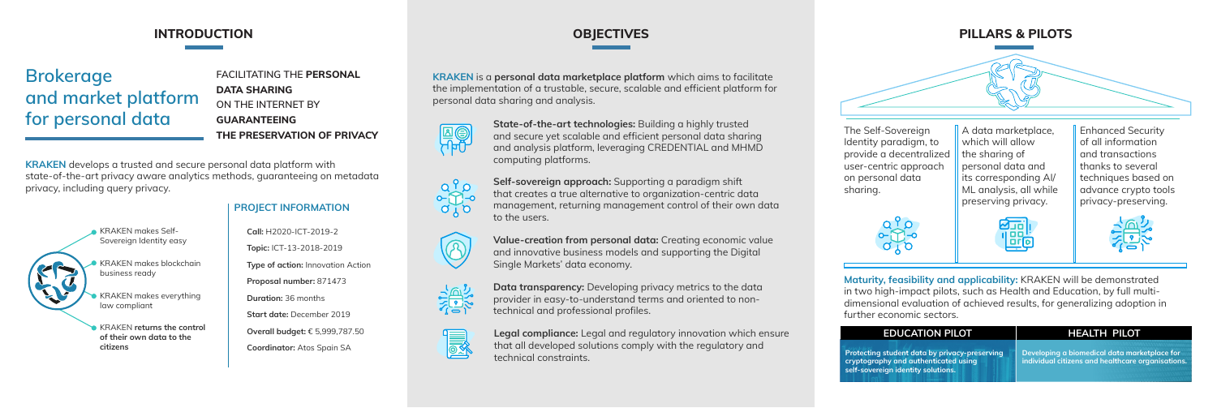## INTRODUCTION

# Brokerage and market platform for personal data

FACILITATING THE **PERSONAL DATA SHARING** ON THE INTERNET BY **GUARANTEEING THE PRESERVATION OF PRIVACY**

**KRAKEN** develops a trusted and secure personal data platform with state-of-the-art privacy aware analytics methods, guaranteeing on metadata privacy, including query privacy.

- KRAKEN makes Self-Sovereign Identity easy
- KRAKEN makes blockchain business ready
- KRAKEN makes everything law compliant
- KRAKEN **returns the control of their own data to the citizens**

### PROJECT INFORMATION

**Call:** H2020-ICT-2019-2

**Topic:** ICT-13-2018-2019

**Type of action:** Innovation Action

**Proposal number:** 871473

**Duration:** 36 months

**Start date:** December 2019

**Overall budget:** € 5,999,787.50

**Coordinator:** Atos Spain SA

## OBJECTIVES

**KRAKEN** is a **personal data marketplace platform** which aims to facilitate the implementation of a trustable, secure, scalable and efficient platform for personal data sharing and analysis.

**State-of-the-art technologies:** Building a highly trusted and secure yet scalable and efficient personal data sharing and analysis platform, leveraging CREDENTIAL and MHMD computing platforms.

**Self-sovereign approach:** Supporting a paradigm shift that creates a true alternative to organization-centric data management, returning management control of their own data to the users.

**Value-creation from personal data:** Creating economic value and innovative business models and supporting the Digital Single Markets' data economy.

**Data transparency:** Developing privacy metrics to the data provider in easy-to-understand terms and oriented to non-technical and professional profiles.

**Legal compliance:** Legal and regulatory innovation which ensure that all developed solutions comply with the regulatory and technical constraints.

## PILLARS & PILOTS

The Self-Sovereign Identity paradigm, to provide a decentralized user-centric approach on personal data sharing.

A data marketplace, which will allow the sharing of personal data and its corresponding AI/ML analysis, all while preserving privacy.

Enhanced Security of all information and transactions thanks to several techniques based on advance crypto tools privacy-preserving.

**Maturity, feasibility and applicability:** KRAKEN will be demonstrated in two high-impact pilots, such as Health and Education, by full multi-dimensional evaluation of achieved results, for generalizing adoption in further economic sectors.

| EDUCATION PILOT | HEALTH PILOT |
|---|---|
| Protecting student data by privacy-preserving cryptography and authenticated using self-sovereign identity solutions. | Developing a biomedical data marketplace for individual citizens and healthcare organisations. |